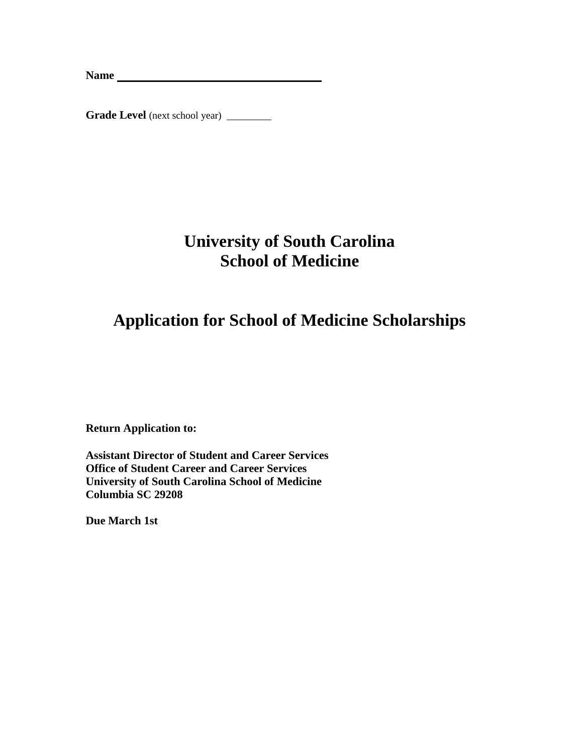**Name** ________________________________

**Grade Level** (next school year) ________

# University of South Carolina
# School of Medicine

# Application for School of Medicine Scholarships

**Return Application to:**

**Assistant Director of Student and Career Services**
**Office of Student Career and Career Services**
**University of South Carolina School of Medicine**
**Columbia SC 29208**

**Due March 1st**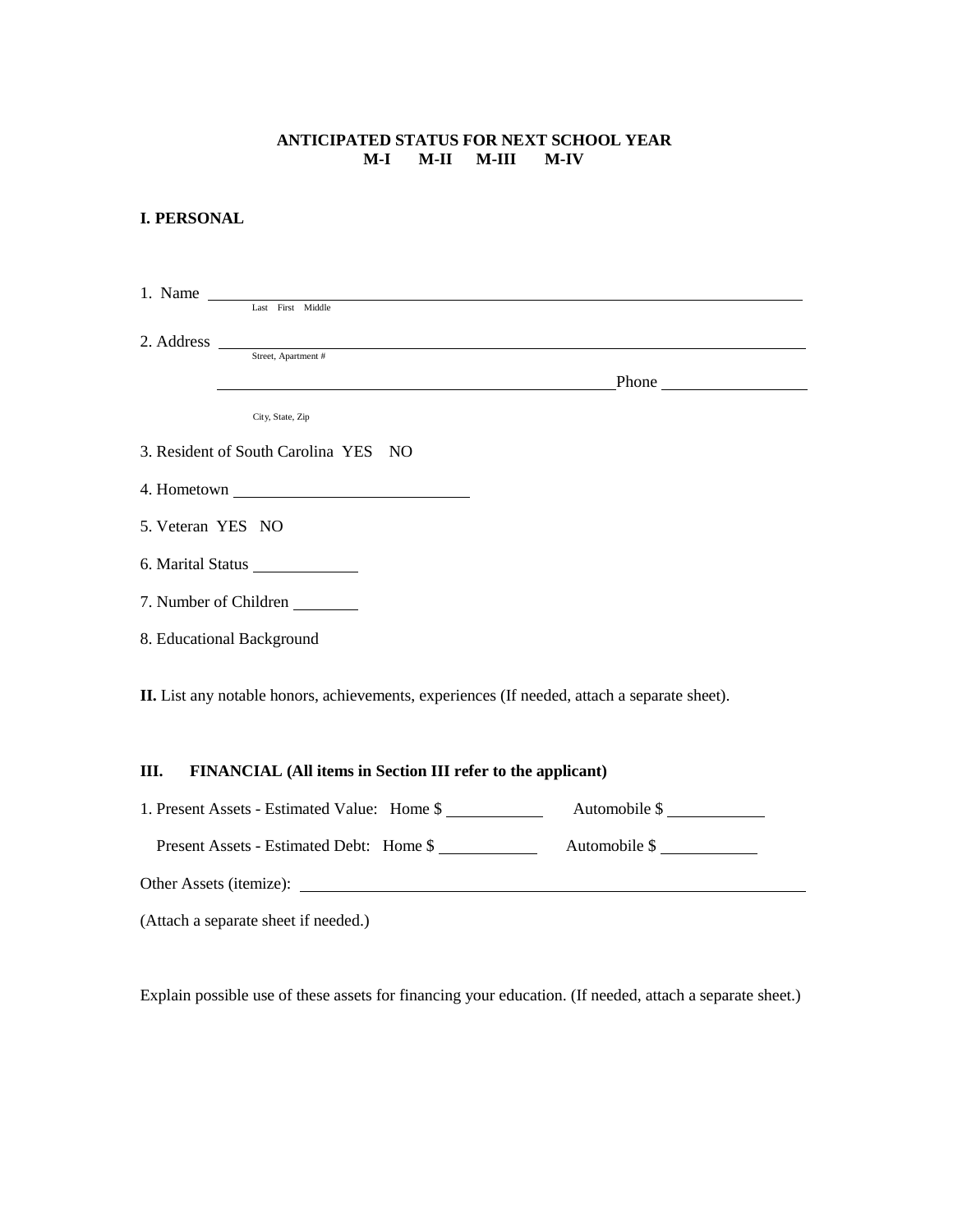**ANTICIPATED STATUS FOR NEXT SCHOOL YEAR**
**M-I M-II M-III M-IV**

**I. PERSONAL**

1. Name ________________________________________________
Last First Middle

2. Address ________________________________________________
Street, Apartment #

________________________________________________ Phone ______________

City, State, Zip

3. Resident of South Carolina YES NO

4. Hometown ______________________

5. Veteran YES NO

6. Marital Status __________

7. Number of Children ______

8. Educational Background

**II.** List any notable honors, achievements, experiences (If needed, attach a separate sheet).

**III. FINANCIAL (All items in Section III refer to the applicant)**

1. Present Assets - Estimated Value: Home $ __________ Automobile $ __________

Present Assets - Estimated Debt: Home $ __________ Automobile $ __________

Other Assets (itemize): ________________________________________________

(Attach a separate sheet if needed.)

Explain possible use of these assets for financing your education. (If needed, attach a separate sheet.)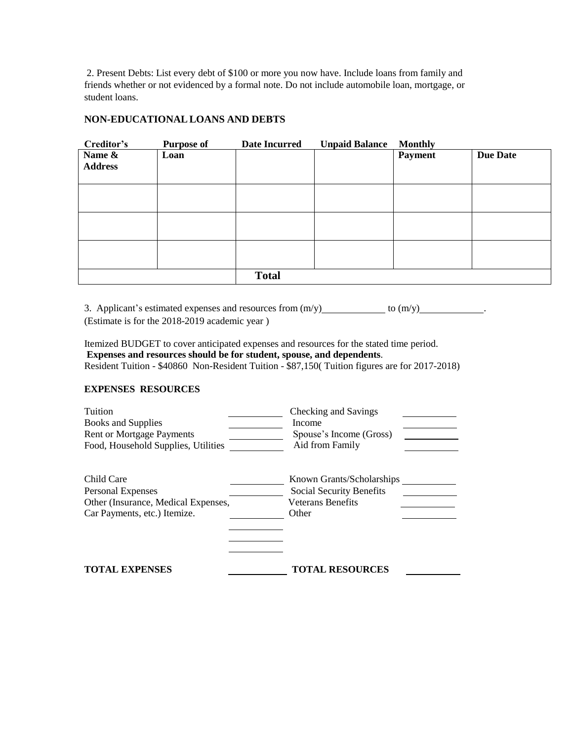2. Present Debts: List every debt of $100 or more you now have. Include loans from family and friends whether or not evidenced by a formal note. Do not include automobile loan, mortgage, or student loans.

**NON-EDUCATIONAL LOANS AND DEBTS**

| Creditor's Name & Address | Purpose of Loan | Date Incurred | Unpaid Balance | Monthly Payment | Due Date |
|---|---|---|---|---|---|
| | | | | | |
| | | | | | |
| | | | | | |
| | | **Total** | | | |

3. Applicant's estimated expenses and resources from (m/y)____________ to (m/y)____________.
(Estimate is for the 2018-2019 academic year )

Itemized BUDGET to cover anticipated expenses and resources for the stated time period.
**Expenses and resources should be for student, spouse, and dependents**.
Resident Tuition - $40860 Non-Resident Tuition - $87,150( Tuition figures are for 2017-2018)

**EXPENSES RESOURCES**

| EXPENSES | | RESOURCES | |
|---|---|---|---|
| Tuition | ________ | Checking and Savings | ________ |
| Books and Supplies | ________ | Income | ________ |
| Rent or Mortgage Payments | ________ | Spouse's Income (Gross) | ________ |
| Food, Household Supplies, Utilities | ________ | Aid from Family | ________ |
| Child Care | ________ | Known Grants/Scholarships | ________ |
| Personal Expenses | ________ | Social Security Benefits | ________ |
| Other (Insurance, Medical Expenses, Car Payments, etc.) Itemize. | ________ | Veterans Benefits | ________ |
| | ________ | Other | ________ |
| | ________ | | |
| | ________ | | |
| **TOTAL EXPENSES** | ________ | **TOTAL RESOURCES** | ________ |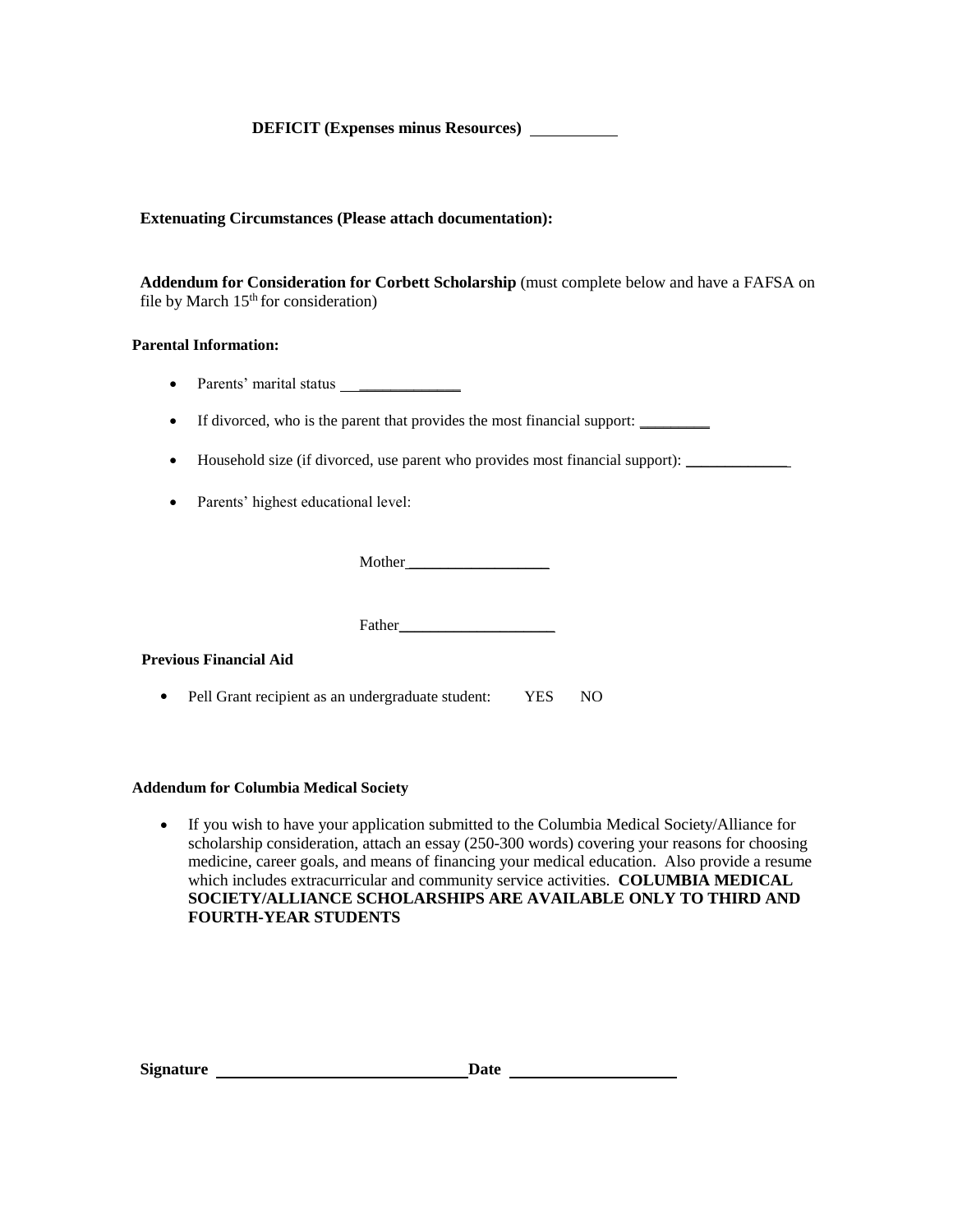**DEFICIT (Expenses minus Resources)** ___________

**Extenuating Circumstances (Please attach documentation):**

**Addendum for Consideration for Corbett Scholarship** (must complete below and have a FAFSA on file by March 15th for consideration)

**Parental Information:**

- Parents' marital status _______________
- If divorced, who is the parent that provides the most financial support: _________
- Household size (if divorced, use parent who provides most financial support): _____________
- Parents' highest educational level:

Mother___________________

Father_____________________

**Previous Financial Aid**

- Pell Grant recipient as an undergraduate student: YES NO

**Addendum for Columbia Medical Society**

- If you wish to have your application submitted to the Columbia Medical Society/Alliance for scholarship consideration, attach an essay (250-300 words) covering your reasons for choosing medicine, career goals, and means of financing your medical education. Also provide a resume which includes extracurricular and community service activities. **COLUMBIA MEDICAL SOCIETY/ALLIANCE SCHOLARSHIPS ARE AVAILABLE ONLY TO THIRD AND FOURTH-YEAR STUDENTS**

**Signature** ________________________________ **Date** ____________________